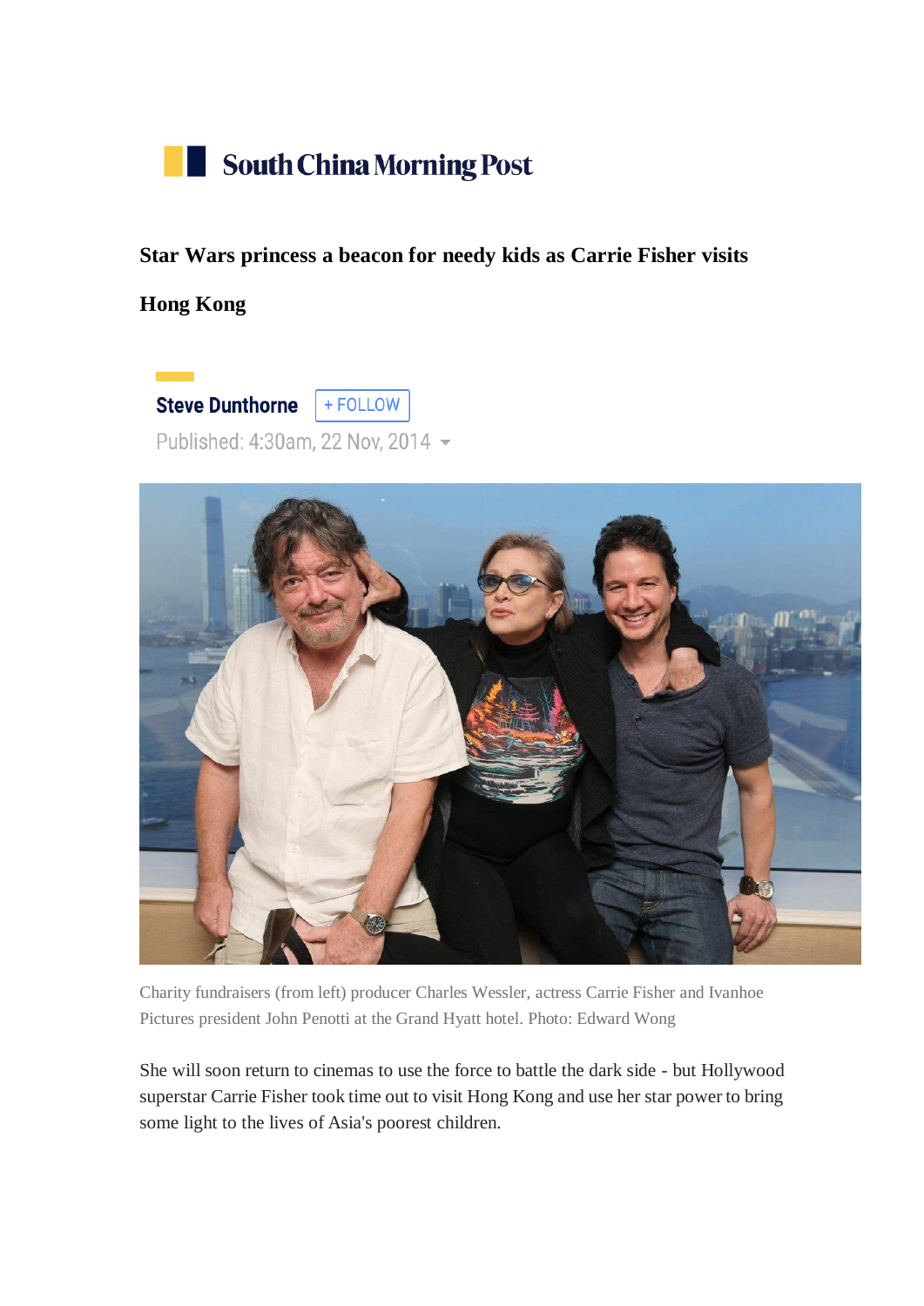South China Morning Post

# Star Wars princess a beacon for needy kids as Carrie Fisher visits Hong Kong

**Steve Dunthorne** + FOLLOW

Published: 4:30am, 22 Nov, 2014

Charity fundraisers (from left) producer Charles Wessler, actress Carrie Fisher and Ivanhoe Pictures president John Penotti at the Grand Hyatt hotel. Photo: Edward Wong

She will soon return to cinemas to use the force to battle the dark side - but Hollywood superstar Carrie Fisher took time out to visit Hong Kong and use her star power to bring some light to the lives of Asia's poorest children.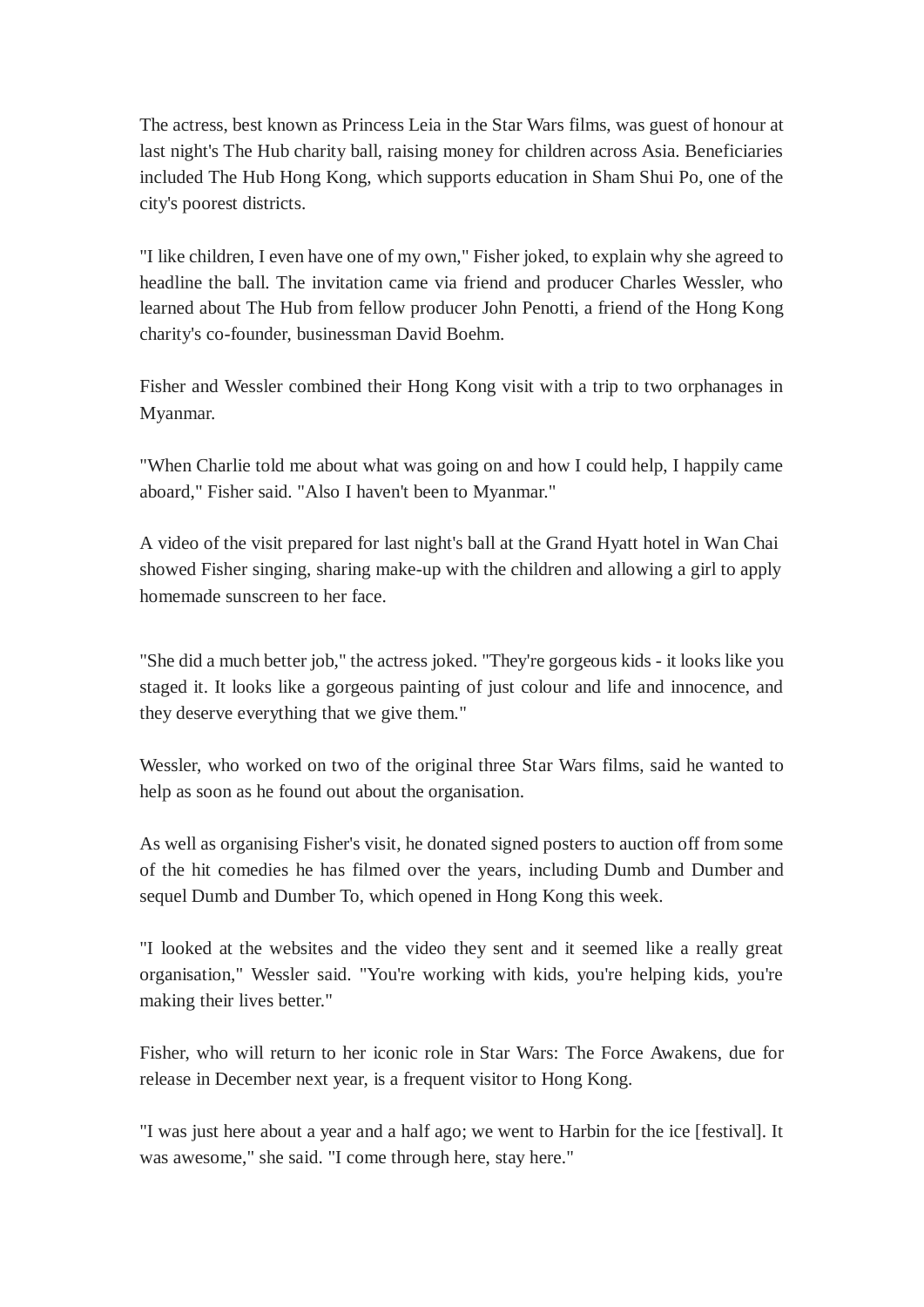The actress, best known as Princess Leia in the Star Wars films, was guest of honour at last night's The Hub charity ball, raising money for children across Asia. Beneficiaries included The Hub Hong Kong, which supports education in Sham Shui Po, one of the city's poorest districts.

"I like children, I even have one of my own," Fisher joked, to explain why she agreed to headline the ball. The invitation came via friend and producer Charles Wessler, who learned about The Hub from fellow producer John Penotti, a friend of the Hong Kong charity's co-founder, businessman David Boehm.

Fisher and Wessler combined their Hong Kong visit with a trip to two orphanages in Myanmar.

"When Charlie told me about what was going on and how I could help, I happily came aboard," Fisher said. "Also I haven't been to Myanmar."

A video of the visit prepared for last night's ball at the Grand Hyatt hotel in Wan Chai showed Fisher singing, sharing make-up with the children and allowing a girl to apply homemade sunscreen to her face.

"She did a much better job," the actress joked. "They're gorgeous kids - it looks like you staged it. It looks like a gorgeous painting of just colour and life and innocence, and they deserve everything that we give them."

Wessler, who worked on two of the original three Star Wars films, said he wanted to help as soon as he found out about the organisation.

As well as organising Fisher's visit, he donated signed posters to auction off from some of the hit comedies he has filmed over the years, including Dumb and Dumber and sequel Dumb and Dumber To, which opened in Hong Kong this week.

"I looked at the websites and the video they sent and it seemed like a really great organisation," Wessler said. "You're working with kids, you're helping kids, you're making their lives better."

Fisher, who will return to her iconic role in Star Wars: The Force Awakens, due for release in December next year, is a frequent visitor to Hong Kong.

"I was just here about a year and a half ago; we went to Harbin for the ice [festival]. It was awesome," she said. "I come through here, stay here."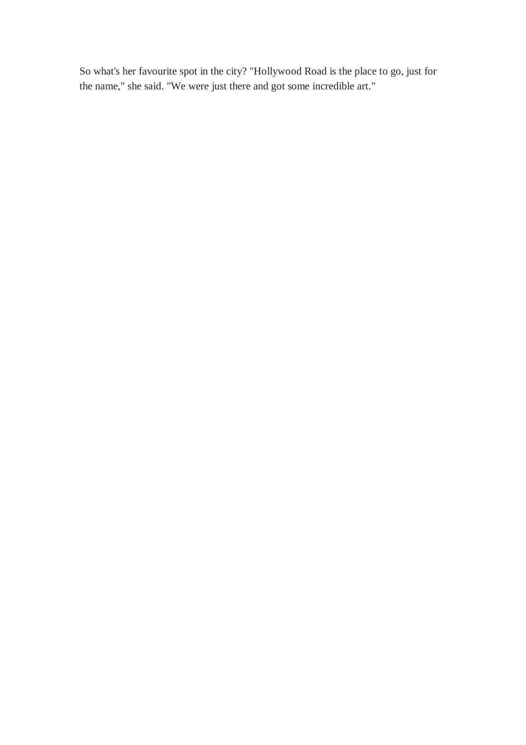So what's her favourite spot in the city? "Hollywood Road is the place to go, just for the name," she said. "We were just there and got some incredible art."